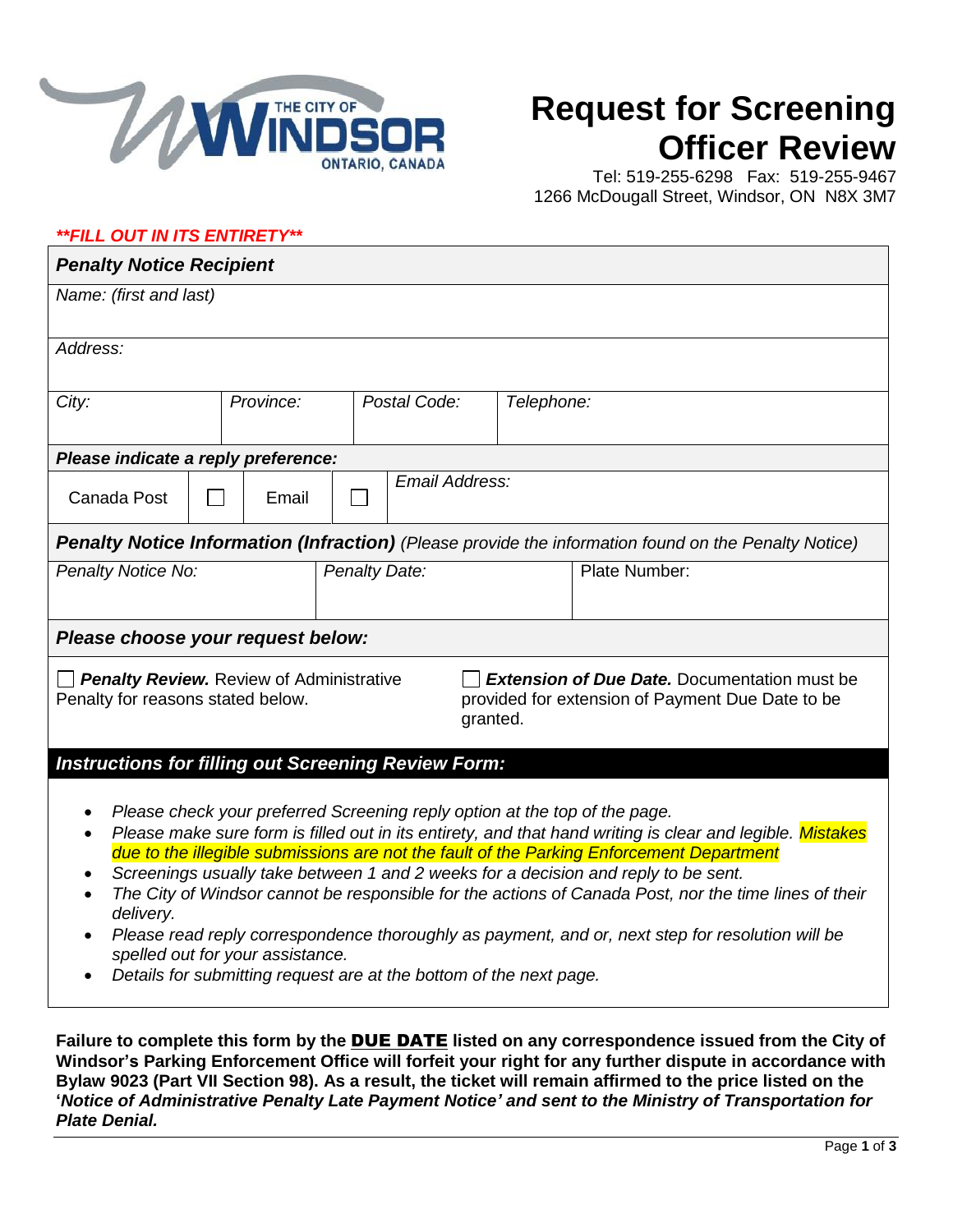THE CITY OF WINDSOR ONTARIO, CANADA

# Request for Screening Officer Review

Tel: 519-255-6298 Fax: 519-255-9467
1266 McDougall Street, Windsor, ON N8X 3M7

***\*\*FILL OUT IN ITS ENTIRETY\*\****

| ***Penalty Notice Recipient*** | | | |
|---|---|---|---|
| *Name: (first and last)* | | | |
| *Address:* | | | |
| *City:* | *Province:* | *Postal Code:* | *Telephone:* |

| ***Please indicate a reply preference:*** | | | | |
|---|---|---|---|---|
| Canada Post | ☐ | Email | ☐ | *Email Address:* |

| ***Penalty Notice Information (Infraction)*** *(Please provide the information found on the Penalty Notice)* | | |
|---|---|---|
| *Penalty Notice No:* | *Penalty Date:* | Plate Number: |

***Please choose your request below:***

☐ ***Penalty Review.*** Review of Administrative Penalty for reasons stated below.

☐ ***Extension of Due Date.*** Documentation must be provided for extension of Payment Due Date to be granted.

### *Instructions for filling out Screening Review Form:*

- *Please check your preferred Screening reply option at the top of the page.*
- *Please make sure form is filled out in its entirety, and that hand writing is clear and legible. Mistakes due to the illegible submissions are not the fault of the Parking Enforcement Department*
- *Screenings usually take between 1 and 2 weeks for a decision and reply to be sent.*
- *The City of Windsor cannot be responsible for the actions of Canada Post, nor the time lines of their delivery.*
- *Please read reply correspondence thoroughly as payment, and or, next step for resolution will be spelled out for your assistance.*
- *Details for submitting request are at the bottom of the next page.*

**Failure to complete this form by the DUE DATE listed on any correspondence issued from the City of Windsor's Parking Enforcement Office will forfeit your right for any further dispute in accordance with Bylaw 9023 (Part VII Section 98). As a result, the ticket will remain affirmed to the price listed on the '*Notice of Administrative Penalty Late Payment Notice' and sent to the Ministry of Transportation for Plate Denial.***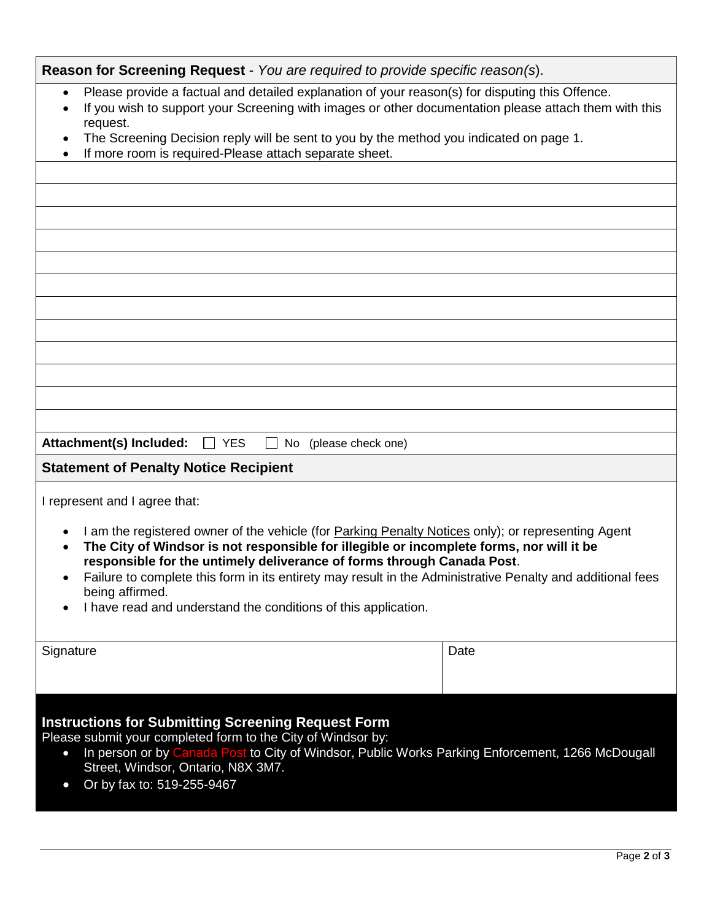## Reason for Screening Request - *You are required to provide specific reason(s)*.

- Please provide a factual and detailed explanation of your reason(s) for disputing this Offence.
- If you wish to support your Screening with images or other documentation please attach them with this request.
- The Screening Decision reply will be sent to you by the method you indicated on page 1.
- If more room is required-Please attach separate sheet.

**Attachment(s) Included:** ☐ YES ☐ No (please check one)

## Statement of Penalty Notice Recipient

I represent and I agree that:

- I am the registered owner of the vehicle (for Parking Penalty Notices only); or representing Agent
- **The City of Windsor is not responsible for illegible or incomplete forms, nor will it be responsible for the untimely deliverance of forms through Canada Post**.
- Failure to complete this form in its entirety may result in the Administrative Penalty and additional fees being affirmed.
- I have read and understand the conditions of this application.

| Signature | Date |
| --- | --- |
| | |

## Instructions for Submitting Screening Request Form

Please submit your completed form to the City of Windsor by:

- In person or by Canada Post to City of Windsor, Public Works Parking Enforcement, 1266 McDougall Street, Windsor, Ontario, N8X 3M7.
- Or by fax to: 519-255-9467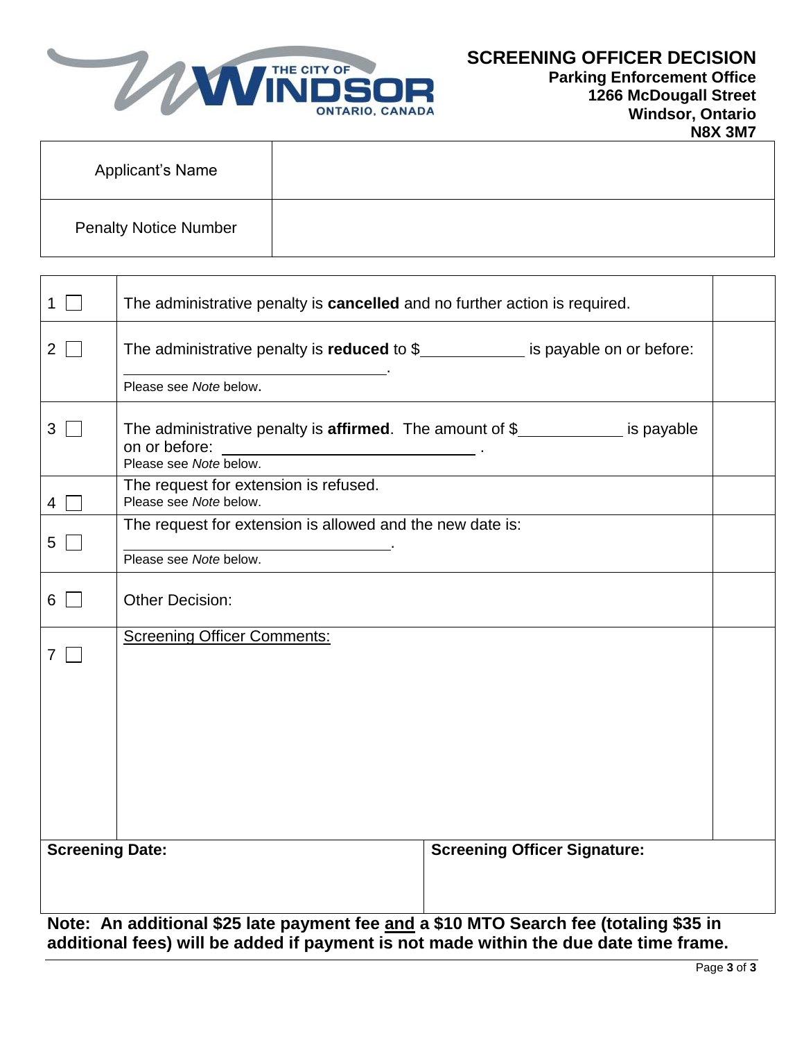# SCREENING OFFICER DECISION

**Parking Enforcement Office**
**1266 McDougall Street**
**Windsor, Ontario**
**N8X 3M7**

| | |
|---|---|
| Applicant's Name | |
| Penalty Notice Number | |

| | | |
|---|---|---|
| 1 ☐ | The administrative penalty is **cancelled** and no further action is required. | |
| 2 ☐ | The administrative penalty is **reduced** to $\_\_\_\_\_\_\_\_\_\_\_\_ is payable on or before: \_\_\_\_\_\_\_\_\_\_\_\_\_\_\_\_\_\_\_\_\_\_\_\_\_\_\_\_\_\_\_\_\_\_\_\_\_\_\_\_\_\_\_\_\_\_\_\_\_\_\_\_\_\_. Please see *Note* below. | |
| 3 ☐ | The administrative penalty is **affirmed**. The amount of $\_\_\_\_\_\_\_\_\_\_\_\_ is payable on or before: \_\_\_\_\_\_\_\_\_\_\_\_\_\_\_\_\_\_\_\_\_\_\_\_\_\_\_\_\_\_\_\_\_\_\_\_ . Please see *Note* below. | |
| 4 ☐ | The request for extension is refused. Please see *Note* below. | |
| 5 ☐ | The request for extension is allowed and the new date is: \_\_\_\_\_\_\_\_\_\_\_\_\_\_\_\_\_\_\_\_\_\_\_\_\_\_\_\_\_\_\_\_\_\_\_\_. Please see *Note* below. | |
| 6 ☐ | Other Decision: | |
| 7 ☐ | Screening Officer Comments: | |

| | |
|---|---|
| **Screening Date:** | **Screening Officer Signature:** |

**Note: An additional $25 late payment fee and a $10 MTO Search fee (totaling $35 in additional fees) will be added if payment is not made within the due date time frame.**